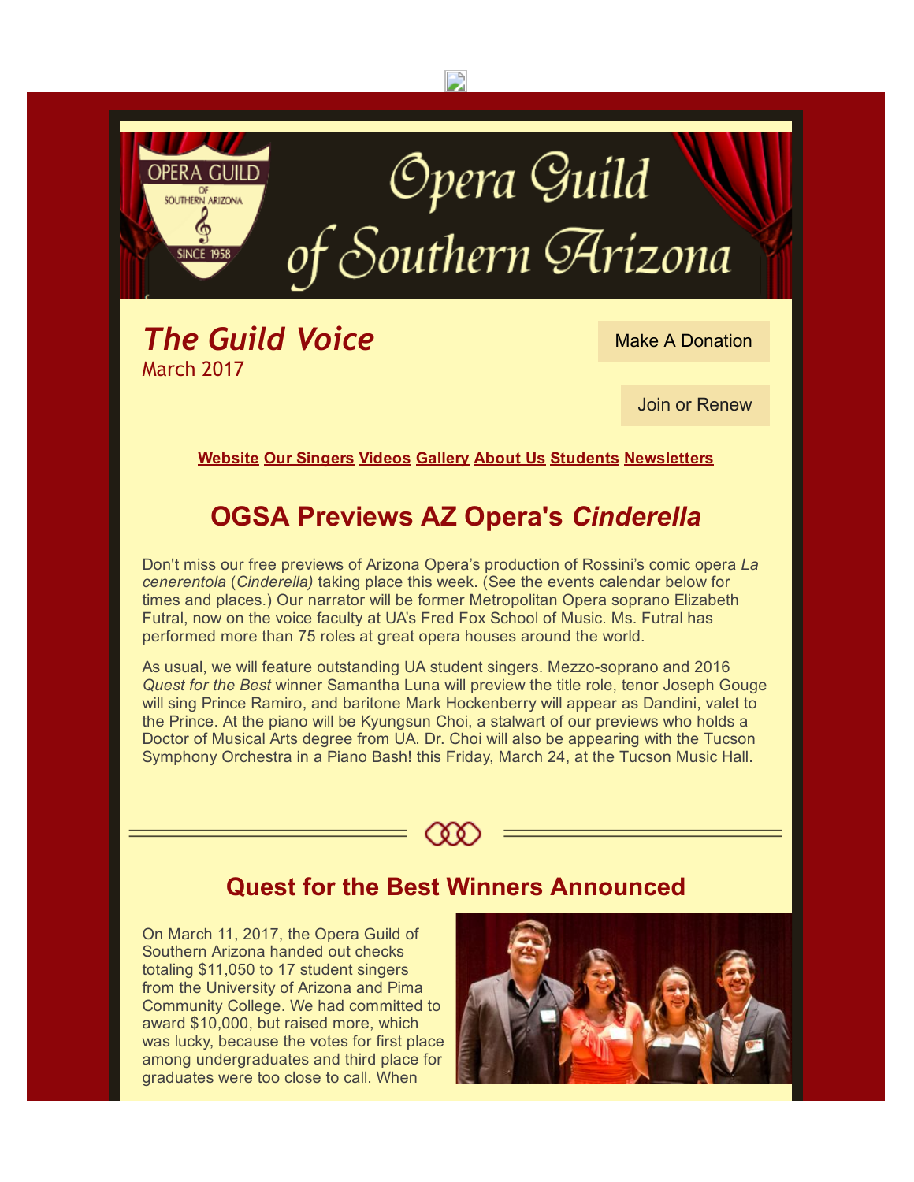# Opera Guild of Southern Arizona

## *The Guild Voice*

March 2017

Make A Donation

Join or Renew

**Website Our Singers Videos Gallery About Us Students Newsletters**

## OGSA Previews AZ Opera's *Cinderella*

Don't miss our free previews of Arizona Opera's production of Rossini's comic opera *La cenerentola* (*Cinderella)* taking place this week. (See the events calendar below for times and places.) Our narrator will be former Metropolitan Opera soprano Elizabeth Futral, now on the voice faculty at UA's Fred Fox School of Music. Ms. Futral has performed more than 75 roles at great opera houses around the world.

As usual, we will feature outstanding UA student singers. Mezzo-soprano and 2016 *Quest for the Best* winner Samantha Luna will preview the title role, tenor Joseph Gouge will sing Prince Ramiro, and baritone Mark Hockenberry will appear as Dandini, valet to the Prince. At the piano will be Kyungsun Choi, a stalwart of our previews who holds a Doctor of Musical Arts degree from UA. Dr. Choi will also be appearing with the Tucson Symphony Orchestra in a Piano Bash! this Friday, March 24, at the Tucson Music Hall.

## Quest for the Best Winners Announced

On March 11, 2017, the Opera Guild of Southern Arizona handed out checks totaling $11,050 to 17 student singers from the University of Arizona and Pima Community College. We had committed to award $10,000, but raised more, which was lucky, because the votes for first place among undergraduates and third place for graduates were too close to call. When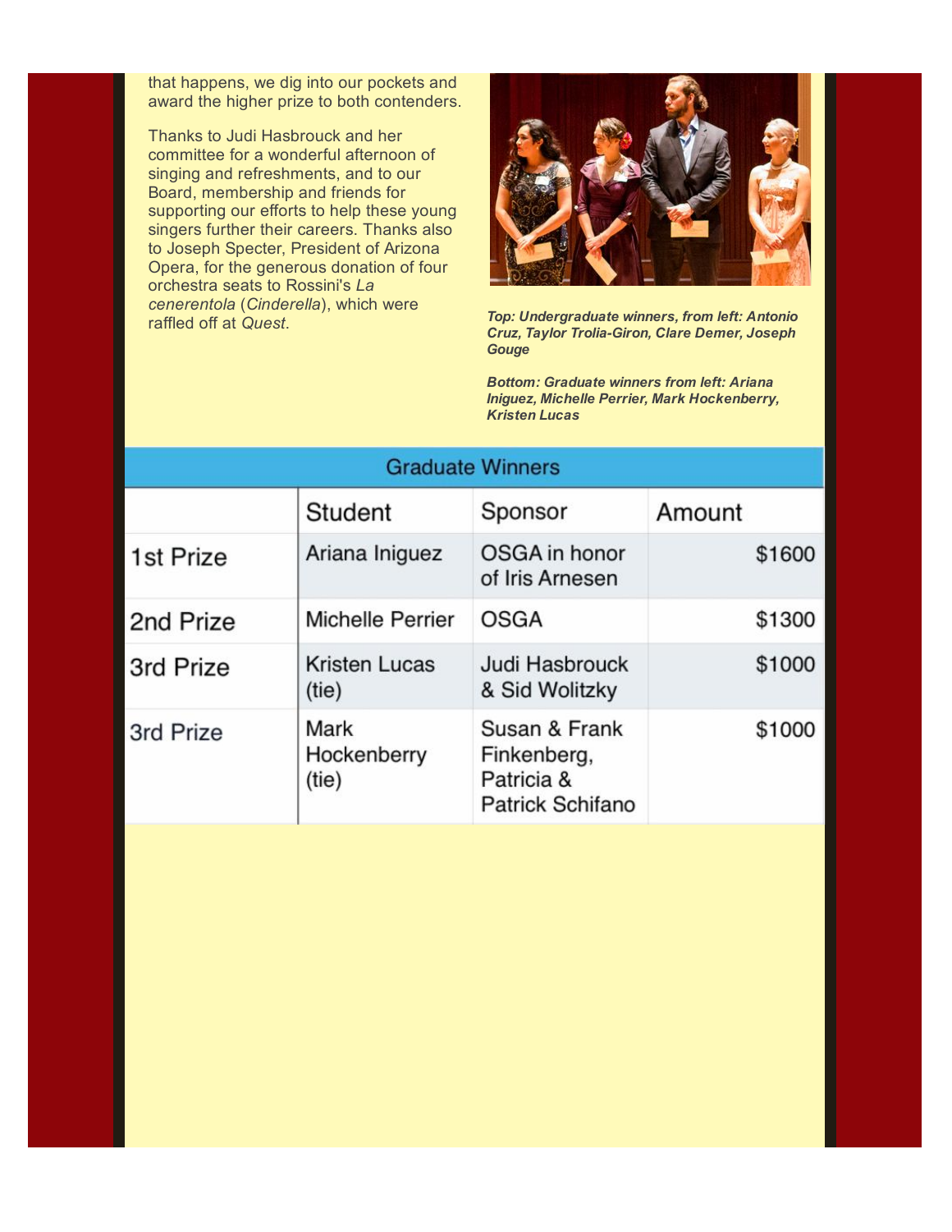that happens, we dig into our pockets and award the higher prize to both contenders.

Thanks to Judi Hasbrouck and her committee for a wonderful afternoon of singing and refreshments, and to our Board, membership and friends for supporting our efforts to help these young singers further their careers. Thanks also to Joseph Specter, President of Arizona Opera, for the generous donation of four orchestra seats to Rossini's *La cenerentola* (*Cinderella*), which were raffled off at *Quest*.

***Top: Undergraduate winners, from left: Antonio Cruz, Taylor Trolia-Giron, Clare Demer, Joseph Gouge***

***Bottom: Graduate winners from left: Ariana Iniguez, Michelle Perrier, Mark Hockenberry, Kristen Lucas***

| Graduate Winners | | | |
|---|---|---|---|
| | Student | Sponsor | Amount |
| 1st Prize | Ariana Iniguez | OSGA in honor of Iris Arnesen | $1600 |
| 2nd Prize | Michelle Perrier | OSGA | $1300 |
| 3rd Prize | Kristen Lucas (tie) | Judi Hasbrouck & Sid Wolitzky | $1000 |
| 3rd Prize | Mark Hockenberry (tie) | Susan & Frank Finkenberg, Patricia & Patrick Schifano | $1000 |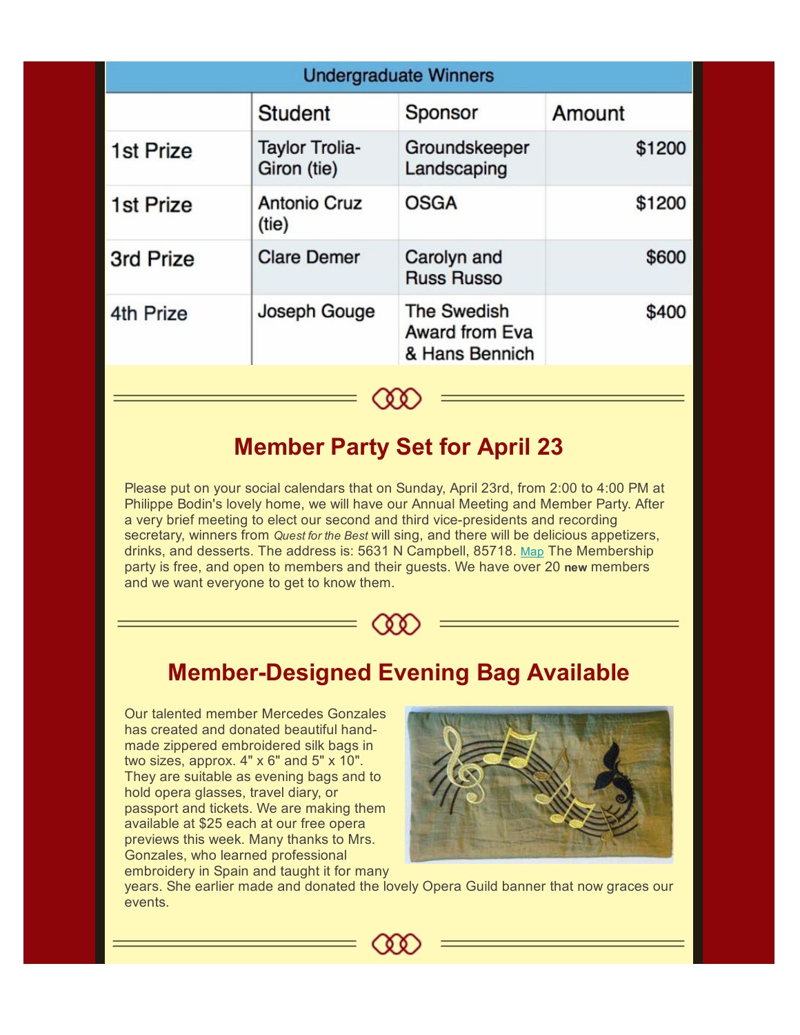| Undergraduate Winners | | | |
|---|---|---|---|
| | Student | Sponsor | Amount |
| 1st Prize | Taylor Trolia-Giron (tie) | Groundskeeper Landscaping | $1200 |
| 1st Prize | Antonio Cruz (tie) | OSGA | $1200 |
| 3rd Prize | Clare Demer | Carolyn and Russ Russo | $600 |
| 4th Prize | Joseph Gouge | The Swedish Award from Eva & Hans Bennich | $400 |

## Member Party Set for April 23

Please put on your social calendars that on Sunday, April 23rd, from 2:00 to 4:00 PM at Philippe Bodin's lovely home, we will have our Annual Meeting and Member Party. After a very brief meeting to elect our second and third vice-presidents and recording secretary, winners from *Quest for the Best* will sing, and there will be delicious appetizers, drinks, and desserts. The address is: 5631 N Campbell, 85718. Map The Membership party is free, and open to members and their guests. We have over 20 **new** members and we want everyone to get to know them.

## Member-Designed Evening Bag Available

Our talented member Mercedes Gonzales has created and donated beautiful hand-made zippered embroidered silk bags in two sizes, approx. 4" x 6" and 5" x 10". They are suitable as evening bags and to hold opera glasses, travel diary, or passport and tickets. We are making them available at $25 each at our free opera previews this week. Many thanks to Mrs. Gonzales, who learned professional embroidery in Spain and taught it for many years. She earlier made and donated the lovely Opera Guild banner that now graces our events.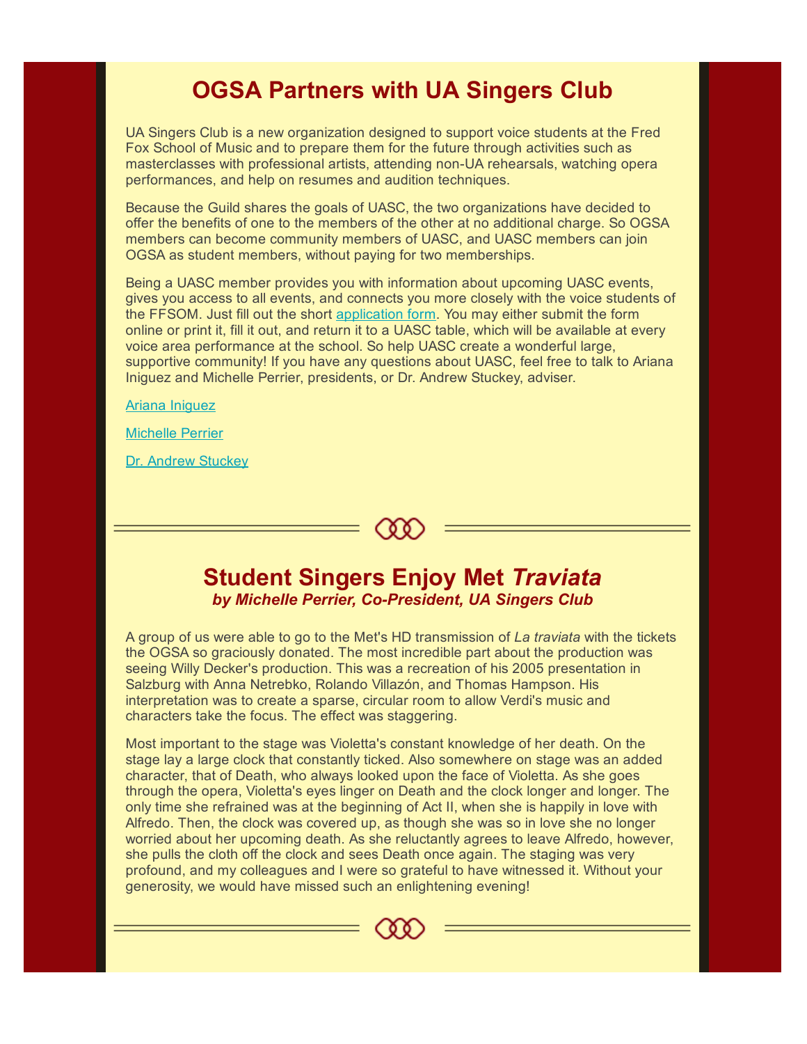# OGSA Partners with UA Singers Club

UA Singers Club is a new organization designed to support voice students at the Fred Fox School of Music and to prepare them for the future through activities such as masterclasses with professional artists, attending non-UA rehearsals, watching opera performances, and help on resumes and audition techniques.

Because the Guild shares the goals of UASC, the two organizations have decided to offer the benefits of one to the members of the other at no additional charge. So OGSA members can become community members of UASC, and UASC members can join OGSA as student members, without paying for two memberships.

Being a UASC member provides you with information about upcoming UASC events, gives you access to all events, and connects you more closely with the voice students of the FFSOM. Just fill out the short application form. You may either submit the form online or print it, fill it out, and return it to a UASC table, which will be available at every voice area performance at the school. So help UASC create a wonderful large, supportive community! If you have any questions about UASC, feel free to talk to Ariana Iniguez and Michelle Perrier, presidents, or Dr. Andrew Stuckey, adviser.

Ariana Iniguez

Michelle Perrier

Dr. Andrew Stuckey

---

# Student Singers Enjoy Met *Traviata*

***by Michelle Perrier, Co-President, UA Singers Club***

A group of us were able to go to the Met's HD transmission of *La traviata* with the tickets the OGSA so graciously donated. The most incredible part about the production was seeing Willy Decker's production. This was a recreation of his 2005 presentation in Salzburg with Anna Netrebko, Rolando Villazón, and Thomas Hampson. His interpretation was to create a sparse, circular room to allow Verdi's music and characters take the focus. The effect was staggering.

Most important to the stage was Violetta's constant knowledge of her death. On the stage lay a large clock that constantly ticked. Also somewhere on stage was an added character, that of Death, who always looked upon the face of Violetta. As she goes through the opera, Violetta's eyes linger on Death and the clock longer and longer. The only time she refrained was at the beginning of Act II, when she is happily in love with Alfredo. Then, the clock was covered up, as though she was so in love she no longer worried about her upcoming death. As she reluctantly agrees to leave Alfredo, however, she pulls the cloth off the clock and sees Death once again. The staging was very profound, and my colleagues and I were so grateful to have witnessed it. Without your generosity, we would have missed such an enlightening evening!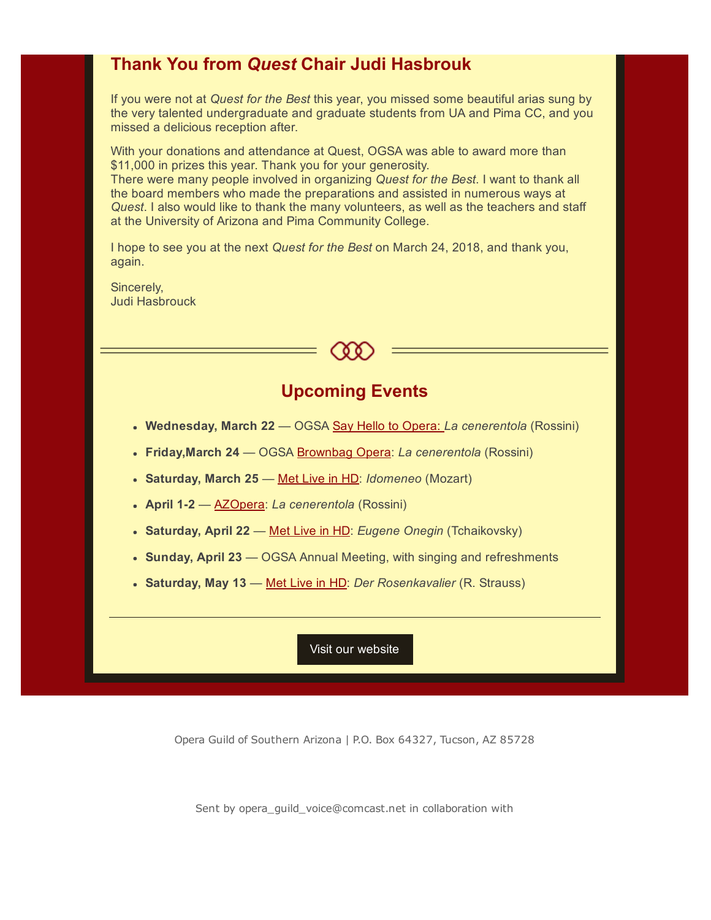## Thank You from *Quest* Chair Judi Hasbrouk

If you were not at *Quest for the Best* this year, you missed some beautiful arias sung by the very talented undergraduate and graduate students from UA and Pima CC, and you missed a delicious reception after.

With your donations and attendance at Quest, OGSA was able to award more than $11,000 in prizes this year. Thank you for your generosity.
There were many people involved in organizing *Quest for the Best*. I want to thank all the board members who made the preparations and assisted in numerous ways at *Quest*. I also would like to thank the many volunteers, as well as the teachers and staff at the University of Arizona and Pima Community College.

I hope to see you at the next *Quest for the Best* on March 24, 2018, and thank you, again.

Sincerely,
Judi Hasbrouck

## Upcoming Events

- **Wednesday, March 22** — OGSA Say Hello to Opera: *La cenerentola* (Rossini)
- **Friday,March 24** — OGSA Brownbag Opera: *La cenerentola* (Rossini)
- **Saturday, March 25** — Met Live in HD: *Idomeneo* (Mozart)
- **April 1-2** — AZOpera: *La cenerentola* (Rossini)
- **Saturday, April 22** — Met Live in HD: *Eugene Onegin* (Tchaikovsky)
- **Sunday, April 23** — OGSA Annual Meeting, with singing and refreshments
- **Saturday, May 13** — Met Live in HD: *Der Rosenkavalier* (R. Strauss)

---

Visit our website

Opera Guild of Southern Arizona | P.O. Box 64327, Tucson, AZ 85728

Sent by opera_guild_voice@comcast.net in collaboration with